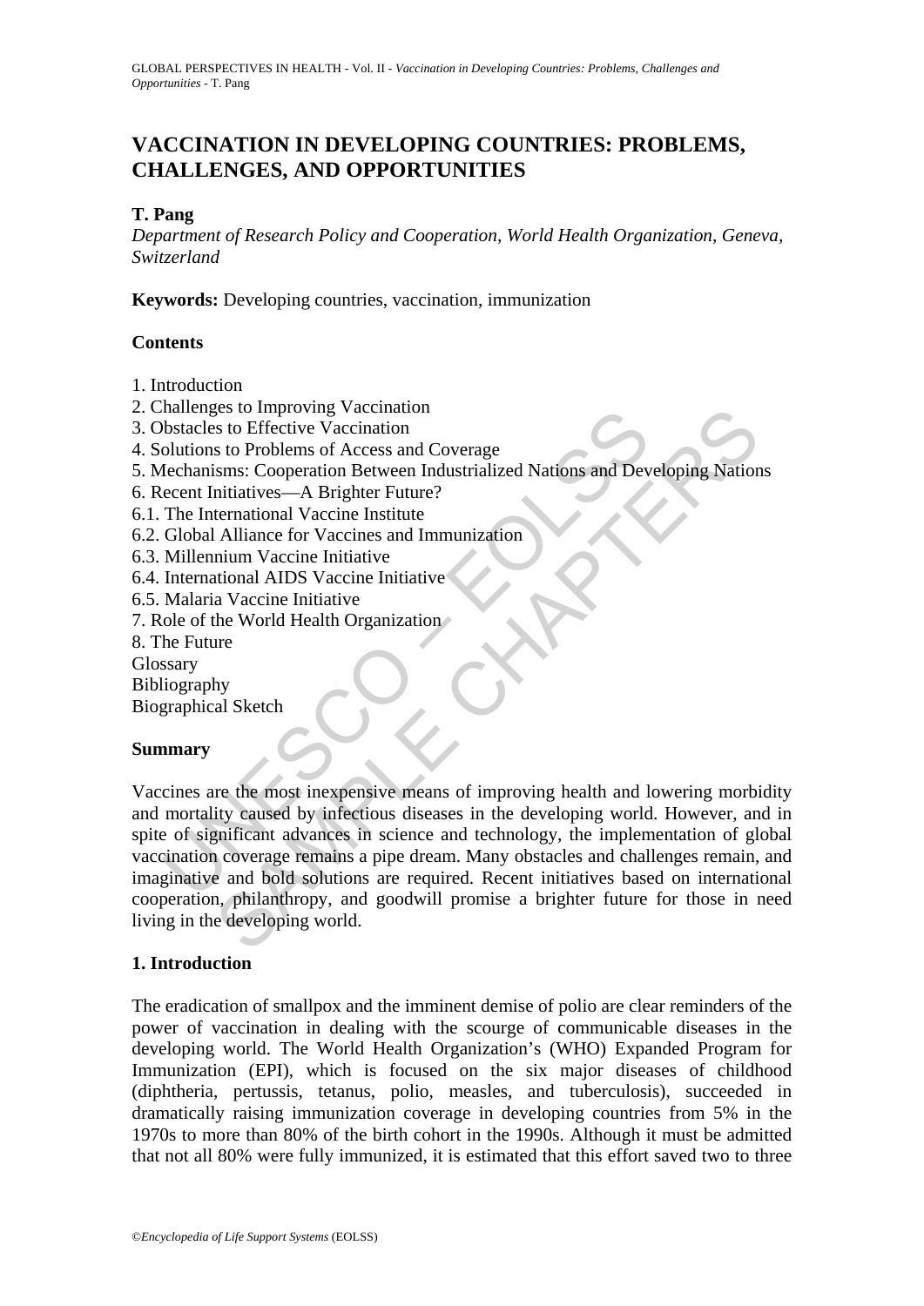# VACCINATION IN DEVELOPING COUNTRIES: PROBLEMS, CHALLENGES, AND OPPORTUNITIES

**T. Pang**

*Department of Research Policy and Cooperation, World Health Organization, Geneva, Switzerland*

**Keywords:** Developing countries, vaccination, immunization

## Contents

1. Introduction
2. Challenges to Improving Vaccination
3. Obstacles to Effective Vaccination
4. Solutions to Problems of Access and Coverage
5. Mechanisms: Cooperation Between Industrialized Nations and Developing Nations
6. Recent Initiatives—A Brighter Future?
6.1. The International Vaccine Institute
6.2. Global Alliance for Vaccines and Immunization
6.3. Millennium Vaccine Initiative
6.4. International AIDS Vaccine Initiative
6.5. Malaria Vaccine Initiative
7. Role of the World Health Organization
8. The Future

Glossary
Bibliography
Biographical Sketch

## Summary

Vaccines are the most inexpensive means of improving health and lowering morbidity and mortality caused by infectious diseases in the developing world. However, and in spite of significant advances in science and technology, the implementation of global vaccination coverage remains a pipe dream. Many obstacles and challenges remain, and imaginative and bold solutions are required. Recent initiatives based on international cooperation, philanthropy, and goodwill promise a brighter future for those in need living in the developing world.

## 1. Introduction

The eradication of smallpox and the imminent demise of polio are clear reminders of the power of vaccination in dealing with the scourge of communicable diseases in the developing world. The World Health Organization's (WHO) Expanded Program for Immunization (EPI), which is focused on the six major diseases of childhood (diphtheria, pertussis, tetanus, polio, measles, and tuberculosis), succeeded in dramatically raising immunization coverage in developing countries from 5% in the 1970s to more than 80% of the birth cohort in the 1990s. Although it must be admitted that not all 80% were fully immunized, it is estimated that this effort saved two to three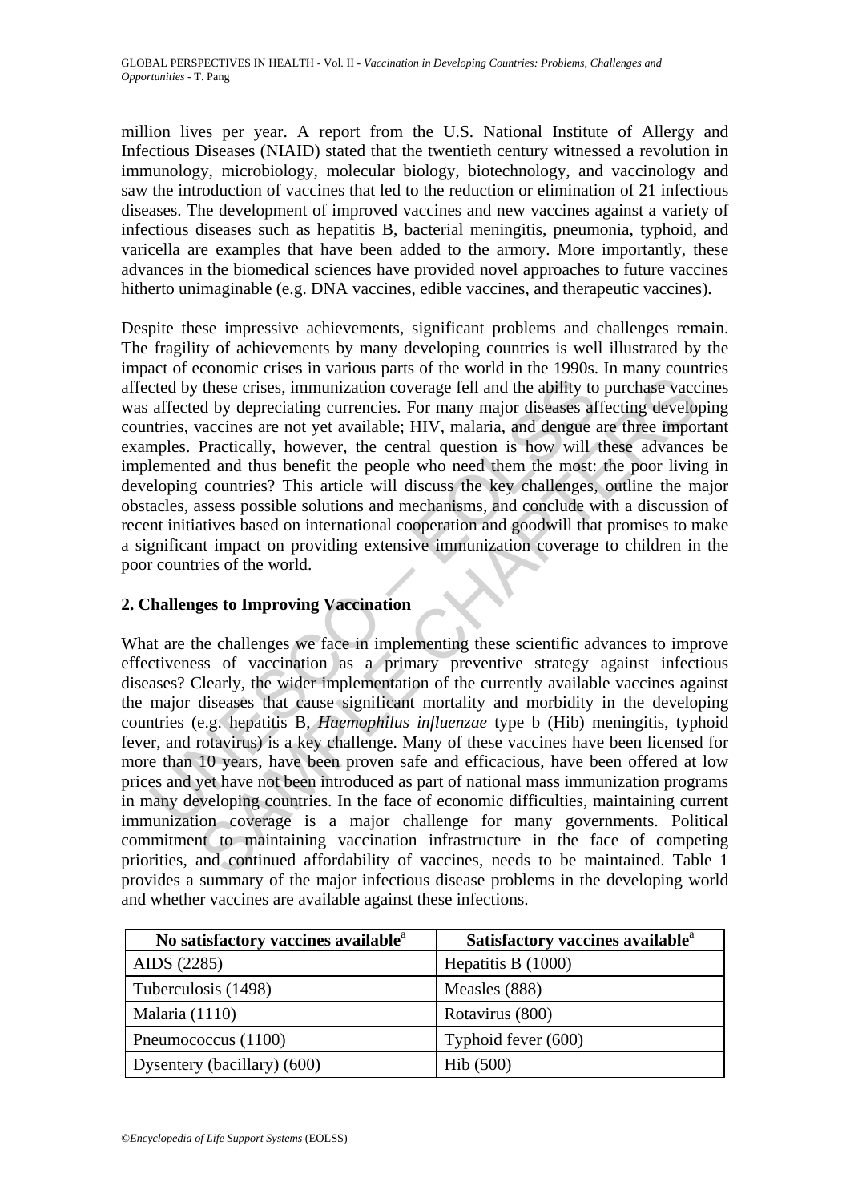million lives per year. A report from the U.S. National Institute of Allergy and Infectious Diseases (NIAID) stated that the twentieth century witnessed a revolution in immunology, microbiology, molecular biology, biotechnology, and vaccinology and saw the introduction of vaccines that led to the reduction or elimination of 21 infectious diseases. The development of improved vaccines and new vaccines against a variety of infectious diseases such as hepatitis B, bacterial meningitis, pneumonia, typhoid, and varicella are examples that have been added to the armory. More importantly, these advances in the biomedical sciences have provided novel approaches to future vaccines hitherto unimaginable (e.g. DNA vaccines, edible vaccines, and therapeutic vaccines).

Despite these impressive achievements, significant problems and challenges remain. The fragility of achievements by many developing countries is well illustrated by the impact of economic crises in various parts of the world in the 1990s. In many countries affected by these crises, immunization coverage fell and the ability to purchase vaccines was affected by depreciating currencies. For many major diseases affecting developing countries, vaccines are not yet available; HIV, malaria, and dengue are three important examples. Practically, however, the central question is how will these advances be implemented and thus benefit the people who need them the most: the poor living in developing countries? This article will discuss the key challenges, outline the major obstacles, assess possible solutions and mechanisms, and conclude with a discussion of recent initiatives based on international cooperation and goodwill that promises to make a significant impact on providing extensive immunization coverage to children in the poor countries of the world.

## 2. Challenges to Improving Vaccination

What are the challenges we face in implementing these scientific advances to improve effectiveness of vaccination as a primary preventive strategy against infectious diseases? Clearly, the wider implementation of the currently available vaccines against the major diseases that cause significant mortality and morbidity in the developing countries (e.g. hepatitis B, *Haemophilus influenzae* type b (Hib) meningitis, typhoid fever, and rotavirus) is a key challenge. Many of these vaccines have been licensed for more than 10 years, have been proven safe and efficacious, have been offered at low prices and yet have not been introduced as part of national mass immunization programs in many developing countries. In the face of economic difficulties, maintaining current immunization coverage is a major challenge for many governments. Political commitment to maintaining vaccination infrastructure in the face of competing priorities, and continued affordability of vaccines, needs to be maintained. Table 1 provides a summary of the major infectious disease problems in the developing world and whether vaccines are available against these infections.

| No satisfactory vaccines available[a] | Satisfactory vaccines available[a] |
|---|---|
| AIDS (2285) | Hepatitis B (1000) |
| Tuberculosis (1498) | Measles (888) |
| Malaria (1110) | Rotavirus (800) |
| Pneumococcus (1100) | Typhoid fever (600) |
| Dysentery (bacillary) (600) | Hib (500) |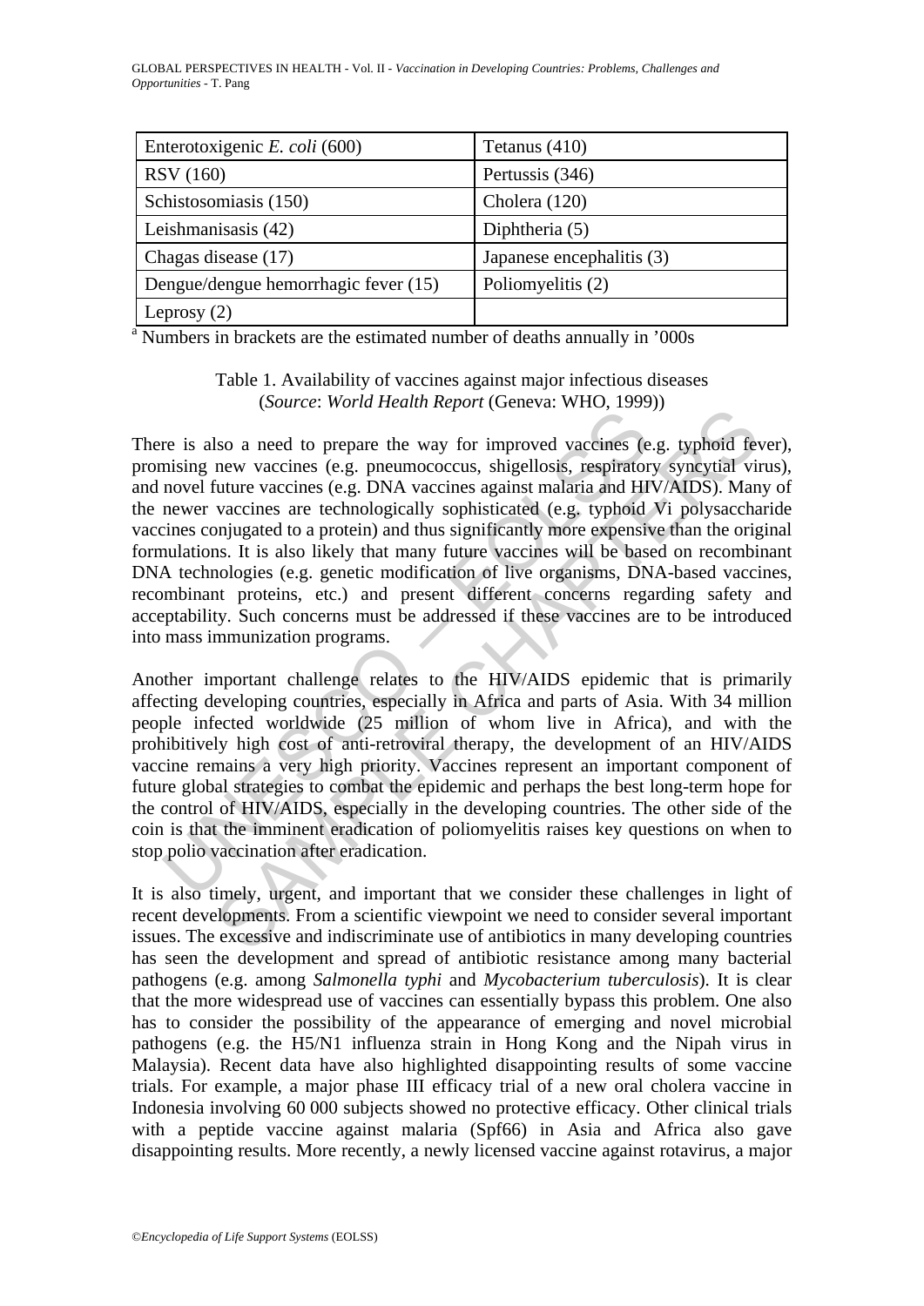| Enterotoxigenic *E. coli* (600) | Tetanus (410) |
|---|---|
| RSV (160) | Pertussis (346) |
| Schistosomiasis (150) | Cholera (120) |
| Leishmanisasis (42) | Diphtheria (5) |
| Chagas disease (17) | Japanese encephalitis (3) |
| Dengue/dengue hemorrhagic fever (15) | Poliomyelitis (2) |
| Leprosy (2) | |

[a] Numbers in brackets are the estimated number of deaths annually in '000s

Table 1. Availability of vaccines against major infectious diseases (*Source*: *World Health Report* (Geneva: WHO, 1999))

There is also a need to prepare the way for improved vaccines (e.g. typhoid fever), promising new vaccines (e.g. pneumococcus, shigellosis, respiratory syncytial virus), and novel future vaccines (e.g. DNA vaccines against malaria and HIV/AIDS). Many of the newer vaccines are technologically sophisticated (e.g. typhoid Vi polysaccharide vaccines conjugated to a protein) and thus significantly more expensive than the original formulations. It is also likely that many future vaccines will be based on recombinant DNA technologies (e.g. genetic modification of live organisms, DNA-based vaccines, recombinant proteins, etc.) and present different concerns regarding safety and acceptability. Such concerns must be addressed if these vaccines are to be introduced into mass immunization programs.

Another important challenge relates to the HIV/AIDS epidemic that is primarily affecting developing countries, especially in Africa and parts of Asia. With 34 million people infected worldwide (25 million of whom live in Africa), and with the prohibitively high cost of anti-retroviral therapy, the development of an HIV/AIDS vaccine remains a very high priority. Vaccines represent an important component of future global strategies to combat the epidemic and perhaps the best long-term hope for the control of HIV/AIDS, especially in the developing countries. The other side of the coin is that the imminent eradication of poliomyelitis raises key questions on when to stop polio vaccination after eradication.

It is also timely, urgent, and important that we consider these challenges in light of recent developments. From a scientific viewpoint we need to consider several important issues. The excessive and indiscriminate use of antibiotics in many developing countries has seen the development and spread of antibiotic resistance among many bacterial pathogens (e.g. among *Salmonella typhi* and *Mycobacterium tuberculosis*). It is clear that the more widespread use of vaccines can essentially bypass this problem. One also has to consider the possibility of the appearance of emerging and novel microbial pathogens (e.g. the H5/N1 influenza strain in Hong Kong and the Nipah virus in Malaysia). Recent data have also highlighted disappointing results of some vaccine trials. For example, a major phase III efficacy trial of a new oral cholera vaccine in Indonesia involving 60 000 subjects showed no protective efficacy. Other clinical trials with a peptide vaccine against malaria (Spf66) in Asia and Africa also gave disappointing results. More recently, a newly licensed vaccine against rotavirus, a major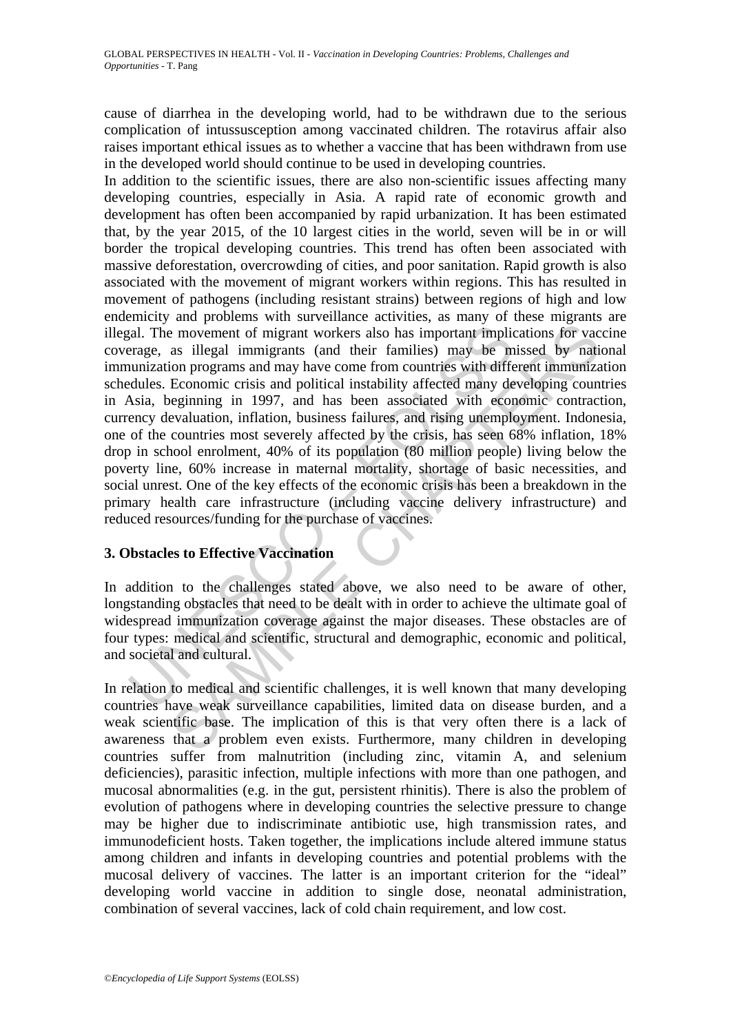cause of diarrhea in the developing world, had to be withdrawn due to the serious complication of intussusception among vaccinated children. The rotavirus affair also raises important ethical issues as to whether a vaccine that has been withdrawn from use in the developed world should continue to be used in developing countries.

In addition to the scientific issues, there are also non-scientific issues affecting many developing countries, especially in Asia. A rapid rate of economic growth and development has often been accompanied by rapid urbanization. It has been estimated that, by the year 2015, of the 10 largest cities in the world, seven will be in or will border the tropical developing countries. This trend has often been associated with massive deforestation, overcrowding of cities, and poor sanitation. Rapid growth is also associated with the movement of migrant workers within regions. This has resulted in movement of pathogens (including resistant strains) between regions of high and low endemicity and problems with surveillance activities, as many of these migrants are illegal. The movement of migrant workers also has important implications for vaccine coverage, as illegal immigrants (and their families) may be missed by national immunization programs and may have come from countries with different immunization schedules. Economic crisis and political instability affected many developing countries in Asia, beginning in 1997, and has been associated with economic contraction, currency devaluation, inflation, business failures, and rising unemployment. Indonesia, one of the countries most severely affected by the crisis, has seen 68% inflation, 18% drop in school enrolment, 40% of its population (80 million people) living below the poverty line, 60% increase in maternal mortality, shortage of basic necessities, and social unrest. One of the key effects of the economic crisis has been a breakdown in the primary health care infrastructure (including vaccine delivery infrastructure) and reduced resources/funding for the purchase of vaccines.

## 3. Obstacles to Effective Vaccination

In addition to the challenges stated above, we also need to be aware of other, longstanding obstacles that need to be dealt with in order to achieve the ultimate goal of widespread immunization coverage against the major diseases. These obstacles are of four types: medical and scientific, structural and demographic, economic and political, and societal and cultural.

In relation to medical and scientific challenges, it is well known that many developing countries have weak surveillance capabilities, limited data on disease burden, and a weak scientific base. The implication of this is that very often there is a lack of awareness that a problem even exists. Furthermore, many children in developing countries suffer from malnutrition (including zinc, vitamin A, and selenium deficiencies), parasitic infection, multiple infections with more than one pathogen, and mucosal abnormalities (e.g. in the gut, persistent rhinitis). There is also the problem of evolution of pathogens where in developing countries the selective pressure to change may be higher due to indiscriminate antibiotic use, high transmission rates, and immunodeficient hosts. Taken together, the implications include altered immune status among children and infants in developing countries and potential problems with the mucosal delivery of vaccines. The latter is an important criterion for the "ideal" developing world vaccine in addition to single dose, neonatal administration, combination of several vaccines, lack of cold chain requirement, and low cost.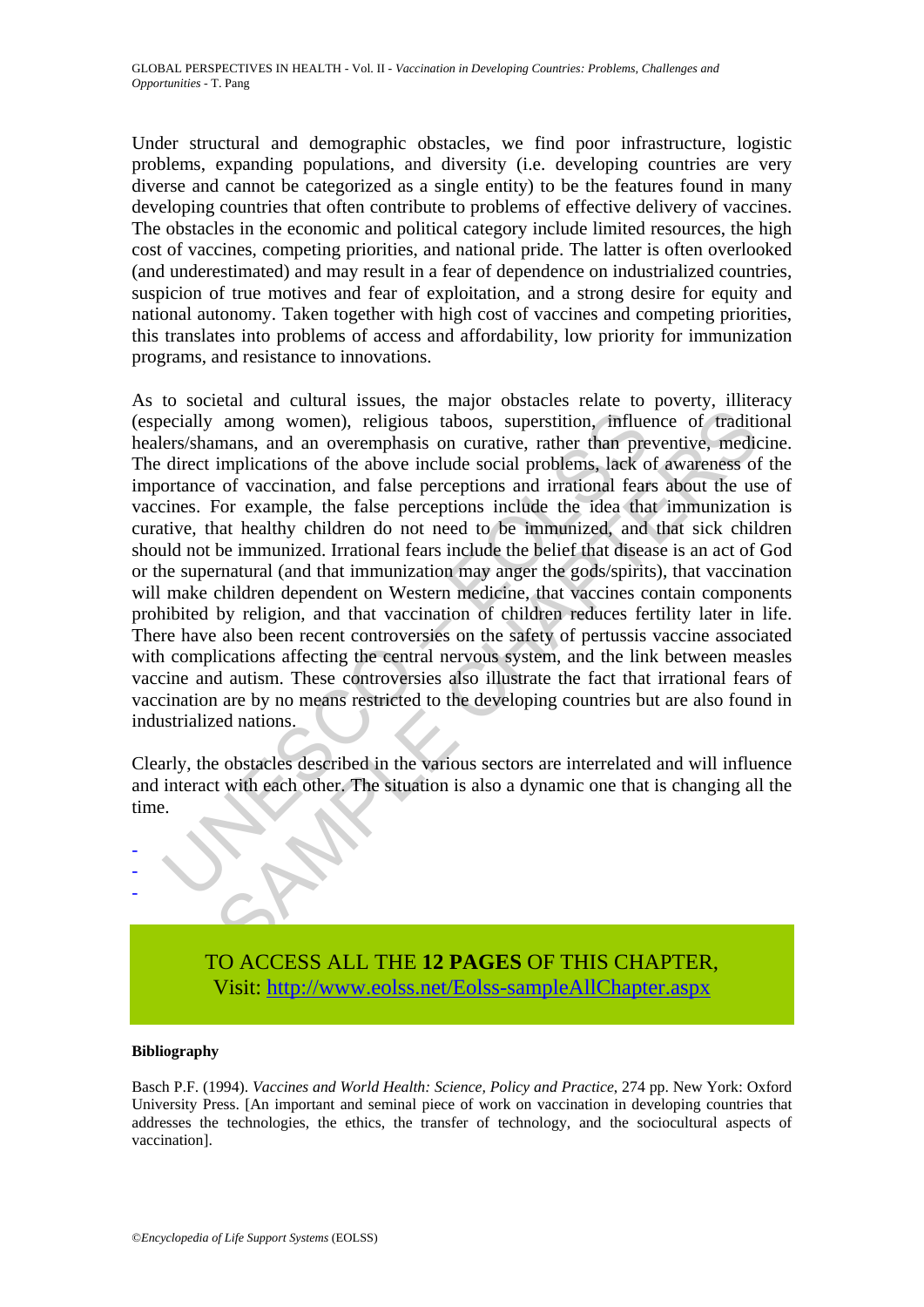Under structural and demographic obstacles, we find poor infrastructure, logistic problems, expanding populations, and diversity (i.e. developing countries are very diverse and cannot be categorized as a single entity) to be the features found in many developing countries that often contribute to problems of effective delivery of vaccines. The obstacles in the economic and political category include limited resources, the high cost of vaccines, competing priorities, and national pride. The latter is often overlooked (and underestimated) and may result in a fear of dependence on industrialized countries, suspicion of true motives and fear of exploitation, and a strong desire for equity and national autonomy. Taken together with high cost of vaccines and competing priorities, this translates into problems of access and affordability, low priority for immunization programs, and resistance to innovations.

As to societal and cultural issues, the major obstacles relate to poverty, illiteracy (especially among women), religious taboos, superstition, influence of traditional healers/shamans, and an overemphasis on curative, rather than preventive, medicine. The direct implications of the above include social problems, lack of awareness of the importance of vaccination, and false perceptions and irrational fears about the use of vaccines. For example, the false perceptions include the idea that immunization is curative, that healthy children do not need to be immunized, and that sick children should not be immunized. Irrational fears include the belief that disease is an act of God or the supernatural (and that immunization may anger the gods/spirits), that vaccination will make children dependent on Western medicine, that vaccines contain components prohibited by religion, and that vaccination of children reduces fertility later in life. There have also been recent controversies on the safety of pertussis vaccine associated with complications affecting the central nervous system, and the link between measles vaccine and autism. These controversies also illustrate the fact that irrational fears of vaccination are by no means restricted to the developing countries but are also found in industrialized nations.

Clearly, the obstacles described in the various sectors are interrelated and will influence and interact with each other. The situation is also a dynamic one that is changing all the time.

-
-
-

TO ACCESS ALL THE **12 PAGES** OF THIS CHAPTER,
Visit: http://www.eolss.net/Eolss-sampleAllChapter.aspx

**Bibliography**

Basch P.F. (1994). *Vaccines and World Health: Science, Policy and Practice*, 274 pp. New York: Oxford University Press. [An important and seminal piece of work on vaccination in developing countries that addresses the technologies, the ethics, the transfer of technology, and the sociocultural aspects of vaccination].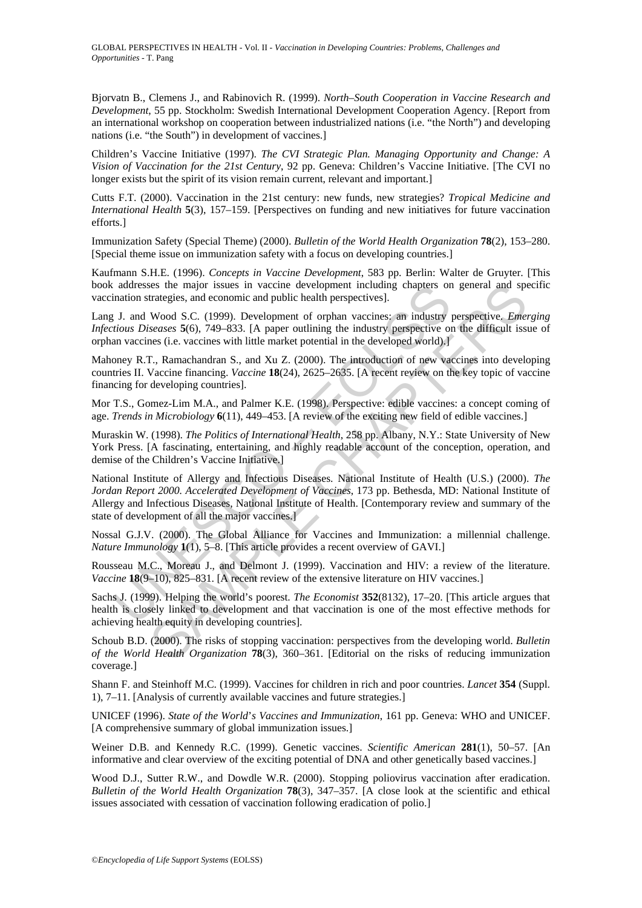Bjorvatn B., Clemens J., and Rabinovich R. (1999). *North–South Cooperation in Vaccine Research and Development*, 55 pp. Stockholm: Swedish International Development Cooperation Agency. [Report from an international workshop on cooperation between industrialized nations (i.e. "the North") and developing nations (i.e. "the South") in development of vaccines.]

Children's Vaccine Initiative (1997). *The CVI Strategic Plan. Managing Opportunity and Change: A Vision of Vaccination for the 21st Century*, 92 pp. Geneva: Children's Vaccine Initiative. [The CVI no longer exists but the spirit of its vision remain current, relevant and important.]

Cutts F.T. (2000). Vaccination in the 21st century: new funds, new strategies? *Tropical Medicine and International Health* **5**(3), 157–159. [Perspectives on funding and new initiatives for future vaccination efforts.]

Immunization Safety (Special Theme) (2000). *Bulletin of the World Health Organization* **78**(2), 153–280. [Special theme issue on immunization safety with a focus on developing countries.]

Kaufmann S.H.E. (1996). *Concepts in Vaccine Development*, 583 pp. Berlin: Walter de Gruyter. [This book addresses the major issues in vaccine development including chapters on general and specific vaccination strategies, and economic and public health perspectives].

Lang J. and Wood S.C. (1999). Development of orphan vaccines: an industry perspective. *Emerging Infectious Diseases* **5**(6), 749–833. [A paper outlining the industry perspective on the difficult issue of orphan vaccines (i.e. vaccines with little market potential in the developed world).]

Mahoney R.T., Ramachandran S., and Xu Z. (2000). The introduction of new vaccines into developing countries II. Vaccine financing. *Vaccine* **18**(24), 2625–2635. [A recent review on the key topic of vaccine financing for developing countries].

Mor T.S., Gomez-Lim M.A., and Palmer K.E. (1998). Perspective: edible vaccines: a concept coming of age. *Trends in Microbiology* **6**(11), 449–453. [A review of the exciting new field of edible vaccines.]

Muraskin W. (1998). *The Politics of International Health*, 258 pp. Albany, N.Y.: State University of New York Press. [A fascinating, entertaining, and highly readable account of the conception, operation, and demise of the Children's Vaccine Initiative.]

National Institute of Allergy and Infectious Diseases. National Institute of Health (U.S.) (2000). *The Jordan Report 2000. Accelerated Development of Vaccines*, 173 pp. Bethesda, MD: National Institute of Allergy and Infectious Diseases, National Institute of Health. [Contemporary review and summary of the state of development of all the major vaccines.]

Nossal G.J.V. (2000). The Global Alliance for Vaccines and Immunization: a millennial challenge. *Nature Immunology* **1**(1), 5–8. [This article provides a recent overview of GAVI.]

Rousseau M.C., Moreau J., and Delmont J. (1999). Vaccination and HIV: a review of the literature. *Vaccine* **18**(9–10), 825–831. [A recent review of the extensive literature on HIV vaccines.]

Sachs J. (1999). Helping the world's poorest. *The Economist* **352**(8132), 17–20. [This article argues that health is closely linked to development and that vaccination is one of the most effective methods for achieving health equity in developing countries].

Schoub B.D. (2000). The risks of stopping vaccination: perspectives from the developing world. *Bulletin of the World Health Organization* **78**(3), 360–361. [Editorial on the risks of reducing immunization coverage.]

Shann F. and Steinhoff M.C. (1999). Vaccines for children in rich and poor countries. *Lancet* **354** (Suppl. 1), 7–11. [Analysis of currently available vaccines and future strategies.]

UNICEF (1996). *State of the World's Vaccines and Immunization*, 161 pp. Geneva: WHO and UNICEF. [A comprehensive summary of global immunization issues.]

Weiner D.B. and Kennedy R.C. (1999). Genetic vaccines. *Scientific American* **281**(1), 50–57. [An informative and clear overview of the exciting potential of DNA and other genetically based vaccines.]

Wood D.J., Sutter R.W., and Dowdle W.R. (2000). Stopping poliovirus vaccination after eradication. *Bulletin of the World Health Organization* **78**(3), 347–357. [A close look at the scientific and ethical issues associated with cessation of vaccination following eradication of polio.]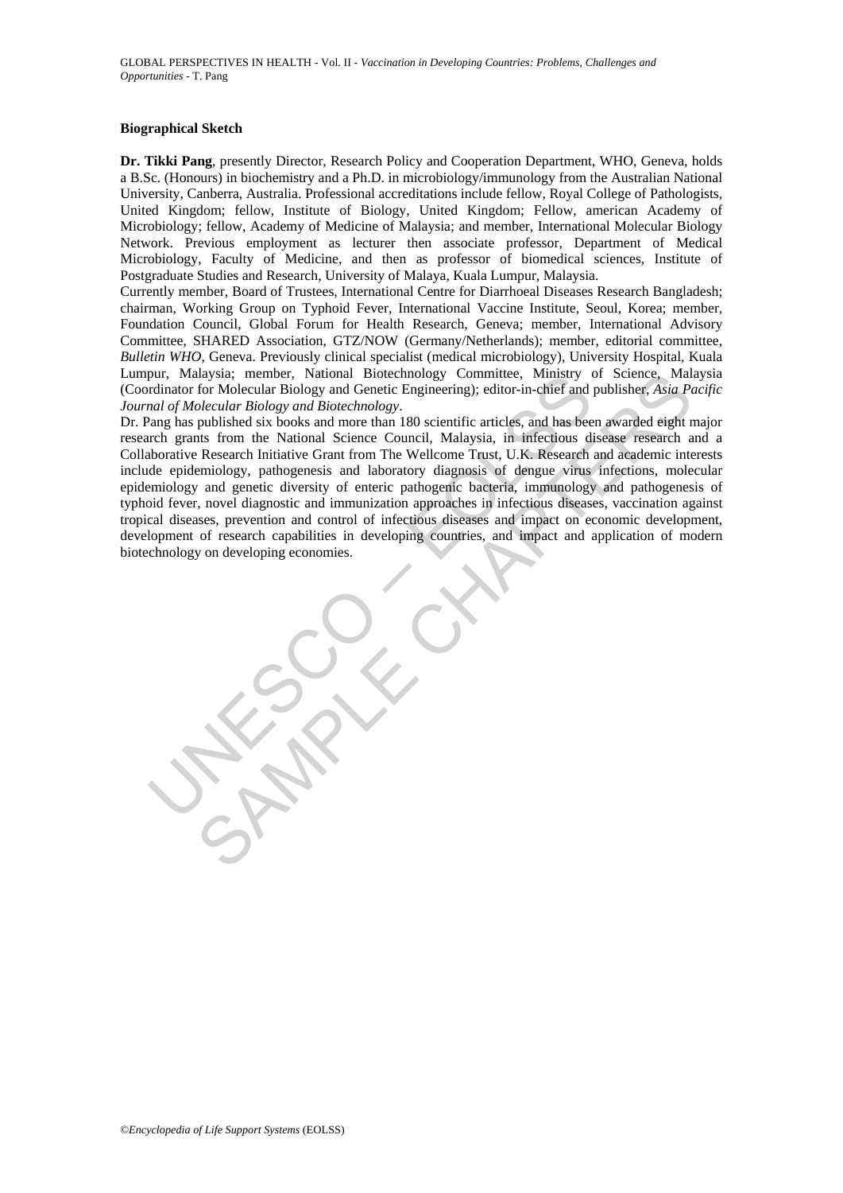### Biographical Sketch

**Dr. Tikki Pang**, presently Director, Research Policy and Cooperation Department, WHO, Geneva, holds a B.Sc. (Honours) in biochemistry and a Ph.D. in microbiology/immunology from the Australian National University, Canberra, Australia. Professional accreditations include fellow, Royal College of Pathologists, United Kingdom; fellow, Institute of Biology, United Kingdom; Fellow, american Academy of Microbiology; fellow, Academy of Medicine of Malaysia; and member, International Molecular Biology Network. Previous employment as lecturer then associate professor, Department of Medical Microbiology, Faculty of Medicine, and then as professor of biomedical sciences, Institute of Postgraduate Studies and Research, University of Malaya, Kuala Lumpur, Malaysia.

Currently member, Board of Trustees, International Centre for Diarrhoeal Diseases Research Bangladesh; chairman, Working Group on Typhoid Fever, International Vaccine Institute, Seoul, Korea; member, Foundation Council, Global Forum for Health Research, Geneva; member, International Advisory Committee, SHARED Association, GTZ/NOW (Germany/Netherlands); member, editorial committee, *Bulletin WHO*, Geneva. Previously clinical specialist (medical microbiology), University Hospital, Kuala Lumpur, Malaysia; member, National Biotechnology Committee, Ministry of Science, Malaysia (Coordinator for Molecular Biology and Genetic Engineering); editor-in-chief and publisher, *Asia Pacific Journal of Molecular Biology and Biotechnology*.

Dr. Pang has published six books and more than 180 scientific articles, and has been awarded eight major research grants from the National Science Council, Malaysia, in infectious disease research and a Collaborative Research Initiative Grant from The Wellcome Trust, U.K. Research and academic interests include epidemiology, pathogenesis and laboratory diagnosis of dengue virus infections, molecular epidemiology and genetic diversity of enteric pathogenic bacteria, immunology and pathogenesis of typhoid fever, novel diagnostic and immunization approaches in infectious diseases, vaccination against tropical diseases, prevention and control of infectious diseases and impact on economic development, development of research capabilities in developing countries, and impact and application of modern biotechnology on developing economies.